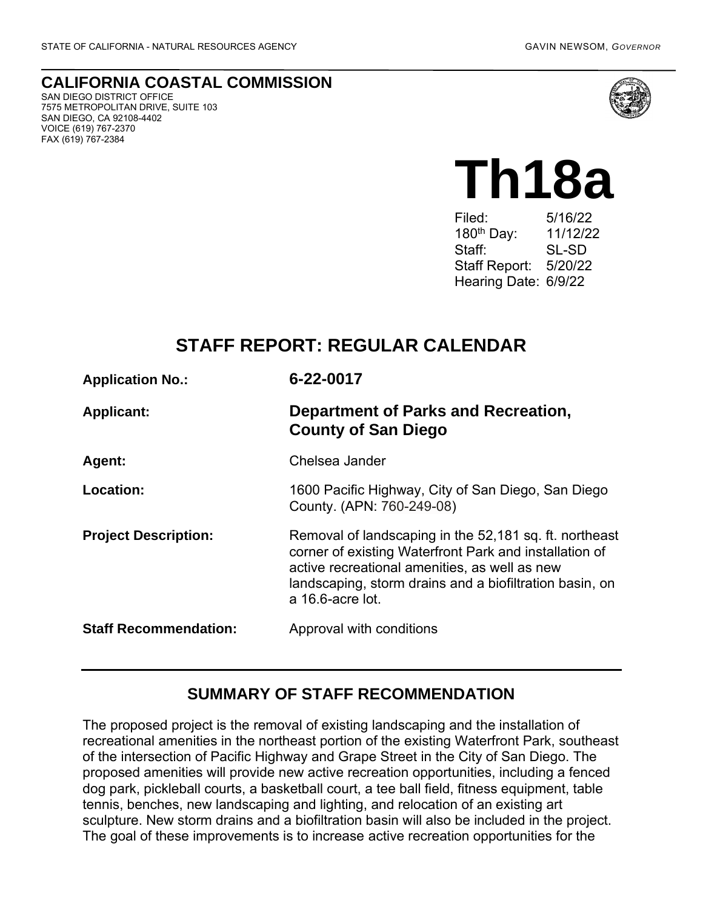STATE OF CALIFORNIA - NATURAL RESOURCES AGENCY GAVIN NEWSOM, *GOVERNOR*

**CALIFORNIA COASTAL COMMISSION**
SAN DIEGO DISTRICT OFFICE
7575 METROPOLITAN DRIVE, SUITE 103
SAN DIEGO, CA 92108-4402
VOICE (619) 767-2370
FAX (619) 767-2384

# Th18a

Filed: 5/16/22
180th Day: 11/12/22
Staff: SL-SD
Staff Report: 5/20/22
Hearing Date: 6/9/22

## STAFF REPORT: REGULAR CALENDAR

| | |
|---|---|
| **Application No.:** | **6-22-0017** |
| **Applicant:** | **Department of Parks and Recreation, County of San Diego** |
| **Agent:** | Chelsea Jander |
| **Location:** | 1600 Pacific Highway, City of San Diego, San Diego County. (APN: 760-249-08) |
| **Project Description:** | Removal of landscaping in the 52,181 sq. ft. northeast corner of existing Waterfront Park and installation of active recreational amenities, as well as new landscaping, storm drains and a biofiltration basin, on a 16.6-acre lot. |
| **Staff Recommendation:** | Approval with conditions |

## SUMMARY OF STAFF RECOMMENDATION

The proposed project is the removal of existing landscaping and the installation of recreational amenities in the northeast portion of the existing Waterfront Park, southeast of the intersection of Pacific Highway and Grape Street in the City of San Diego. The proposed amenities will provide new active recreation opportunities, including a fenced dog park, pickleball courts, a basketball court, a tee ball field, fitness equipment, table tennis, benches, new landscaping and lighting, and relocation of an existing art sculpture. New storm drains and a biofiltration basin will also be included in the project. The goal of these improvements is to increase active recreation opportunities for the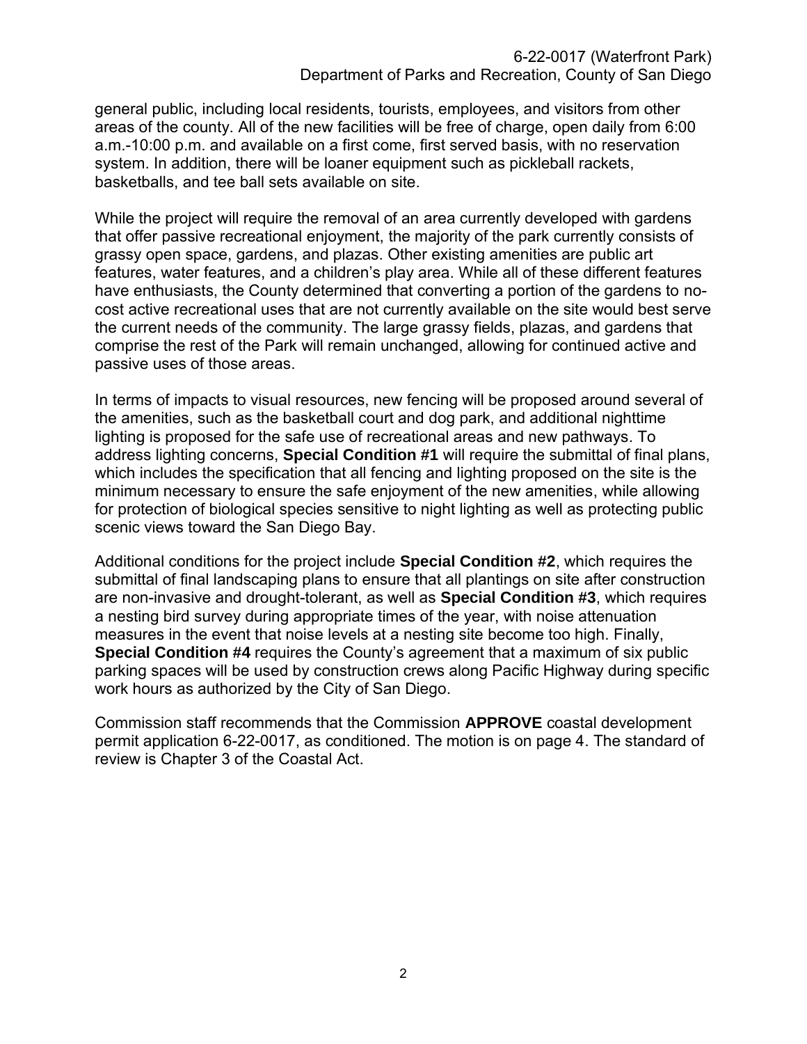general public, including local residents, tourists, employees, and visitors from other areas of the county. All of the new facilities will be free of charge, open daily from 6:00 a.m.-10:00 p.m. and available on a first come, first served basis, with no reservation system. In addition, there will be loaner equipment such as pickleball rackets, basketballs, and tee ball sets available on site.

While the project will require the removal of an area currently developed with gardens that offer passive recreational enjoyment, the majority of the park currently consists of grassy open space, gardens, and plazas. Other existing amenities are public art features, water features, and a children's play area. While all of these different features have enthusiasts, the County determined that converting a portion of the gardens to no-cost active recreational uses that are not currently available on the site would best serve the current needs of the community. The large grassy fields, plazas, and gardens that comprise the rest of the Park will remain unchanged, allowing for continued active and passive uses of those areas.

In terms of impacts to visual resources, new fencing will be proposed around several of the amenities, such as the basketball court and dog park, and additional nighttime lighting is proposed for the safe use of recreational areas and new pathways. To address lighting concerns, **Special Condition #1** will require the submittal of final plans, which includes the specification that all fencing and lighting proposed on the site is the minimum necessary to ensure the safe enjoyment of the new amenities, while allowing for protection of biological species sensitive to night lighting as well as protecting public scenic views toward the San Diego Bay.

Additional conditions for the project include **Special Condition #2**, which requires the submittal of final landscaping plans to ensure that all plantings on site after construction are non-invasive and drought-tolerant, as well as **Special Condition #3**, which requires a nesting bird survey during appropriate times of the year, with noise attenuation measures in the event that noise levels at a nesting site become too high. Finally, **Special Condition #4** requires the County's agreement that a maximum of six public parking spaces will be used by construction crews along Pacific Highway during specific work hours as authorized by the City of San Diego.

Commission staff recommends that the Commission **APPROVE** coastal development permit application 6-22-0017, as conditioned. The motion is on page 4. The standard of review is Chapter 3 of the Coastal Act.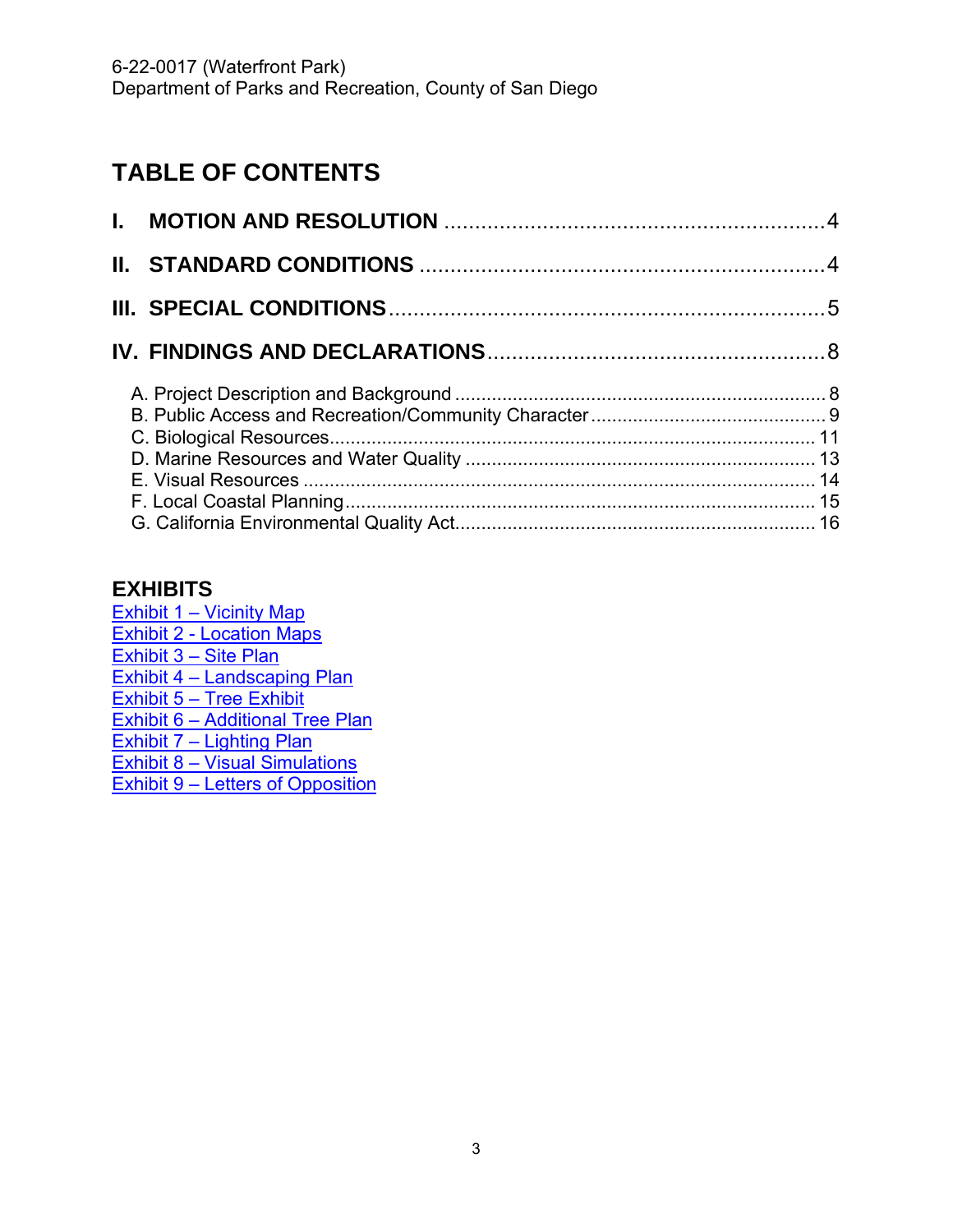## TABLE OF CONTENTS

**I. MOTION AND RESOLUTION** ............................................................ 4

**II. STANDARD CONDITIONS** ................................................................ 4

**III. SPECIAL CONDITIONS** ..................................................................... 5

**IV. FINDINGS AND DECLARATIONS** ..................................................... 8

A. Project Description and Background ..................................................................... 8
B. Public Access and Recreation/Community Character ............................................ 9
C. Biological Resources........................................................................................... 11
D. Marine Resources and Water Quality .................................................................. 13
E. Visual Resources ................................................................................................ 14
F. Local Coastal Planning......................................................................................... 15
G. California Environmental Quality Act.................................................................... 16

## EXHIBITS

Exhibit 1 – Vicinity Map
Exhibit 2 - Location Maps
Exhibit 3 – Site Plan
Exhibit 4 – Landscaping Plan
Exhibit 5 – Tree Exhibit
Exhibit 6 – Additional Tree Plan
Exhibit 7 – Lighting Plan
Exhibit 8 – Visual Simulations
Exhibit 9 – Letters of Opposition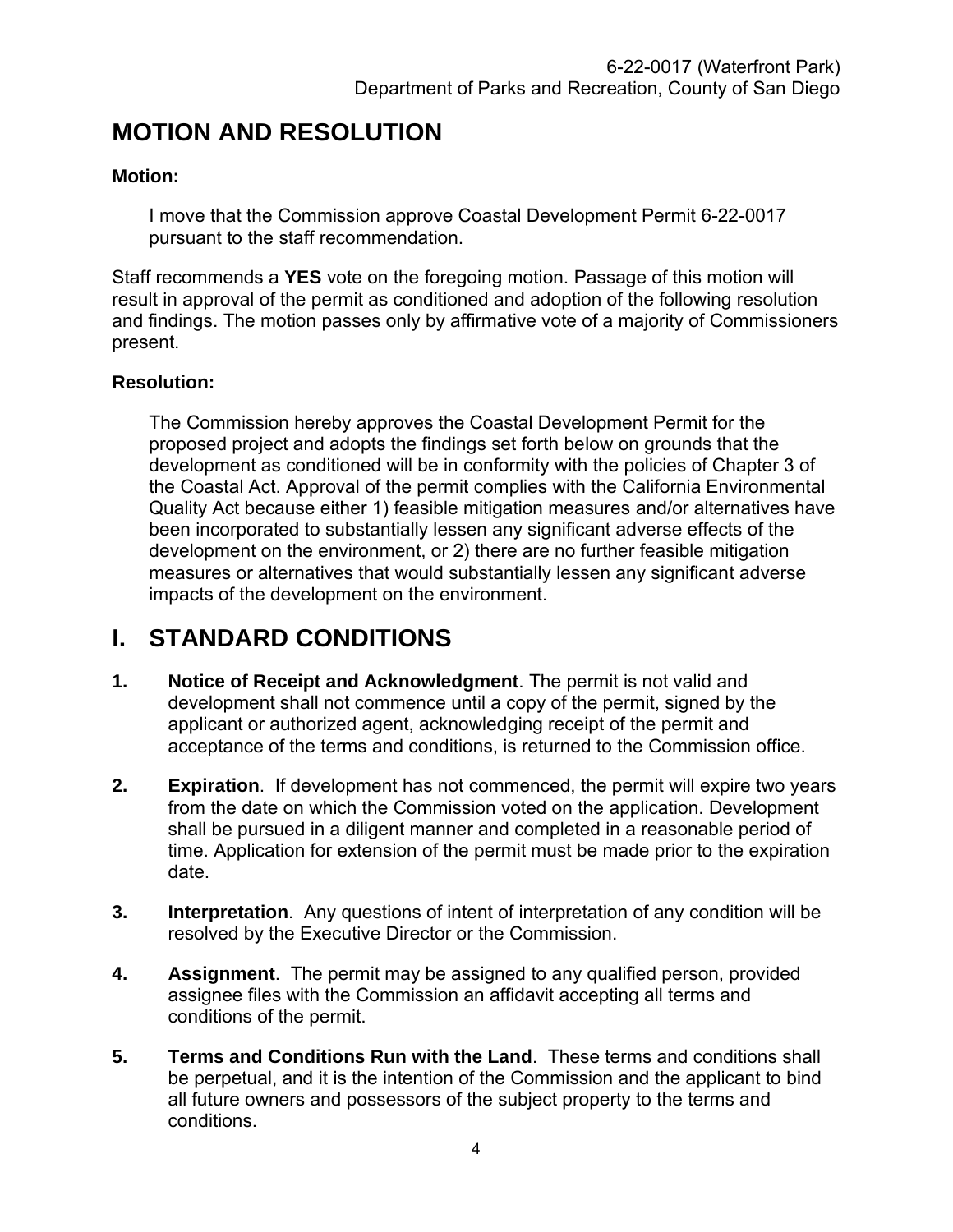# MOTION AND RESOLUTION

**Motion:**

I move that the Commission approve Coastal Development Permit 6-22-0017 pursuant to the staff recommendation.

Staff recommends a **YES** vote on the foregoing motion. Passage of this motion will result in approval of the permit as conditioned and adoption of the following resolution and findings. The motion passes only by affirmative vote of a majority of Commissioners present.

**Resolution:**

The Commission hereby approves the Coastal Development Permit for the proposed project and adopts the findings set forth below on grounds that the development as conditioned will be in conformity with the policies of Chapter 3 of the Coastal Act. Approval of the permit complies with the California Environmental Quality Act because either 1) feasible mitigation measures and/or alternatives have been incorporated to substantially lessen any significant adverse effects of the development on the environment, or 2) there are no further feasible mitigation measures or alternatives that would substantially lessen any significant adverse impacts of the development on the environment.

# I. STANDARD CONDITIONS

1. **Notice of Receipt and Acknowledgment**. The permit is not valid and development shall not commence until a copy of the permit, signed by the applicant or authorized agent, acknowledging receipt of the permit and acceptance of the terms and conditions, is returned to the Commission office.

2. **Expiration**. If development has not commenced, the permit will expire two years from the date on which the Commission voted on the application. Development shall be pursued in a diligent manner and completed in a reasonable period of time. Application for extension of the permit must be made prior to the expiration date.

3. **Interpretation**. Any questions of intent of interpretation of any condition will be resolved by the Executive Director or the Commission.

4. **Assignment**. The permit may be assigned to any qualified person, provided assignee files with the Commission an affidavit accepting all terms and conditions of the permit.

5. **Terms and Conditions Run with the Land**. These terms and conditions shall be perpetual, and it is the intention of the Commission and the applicant to bind all future owners and possessors of the subject property to the terms and conditions.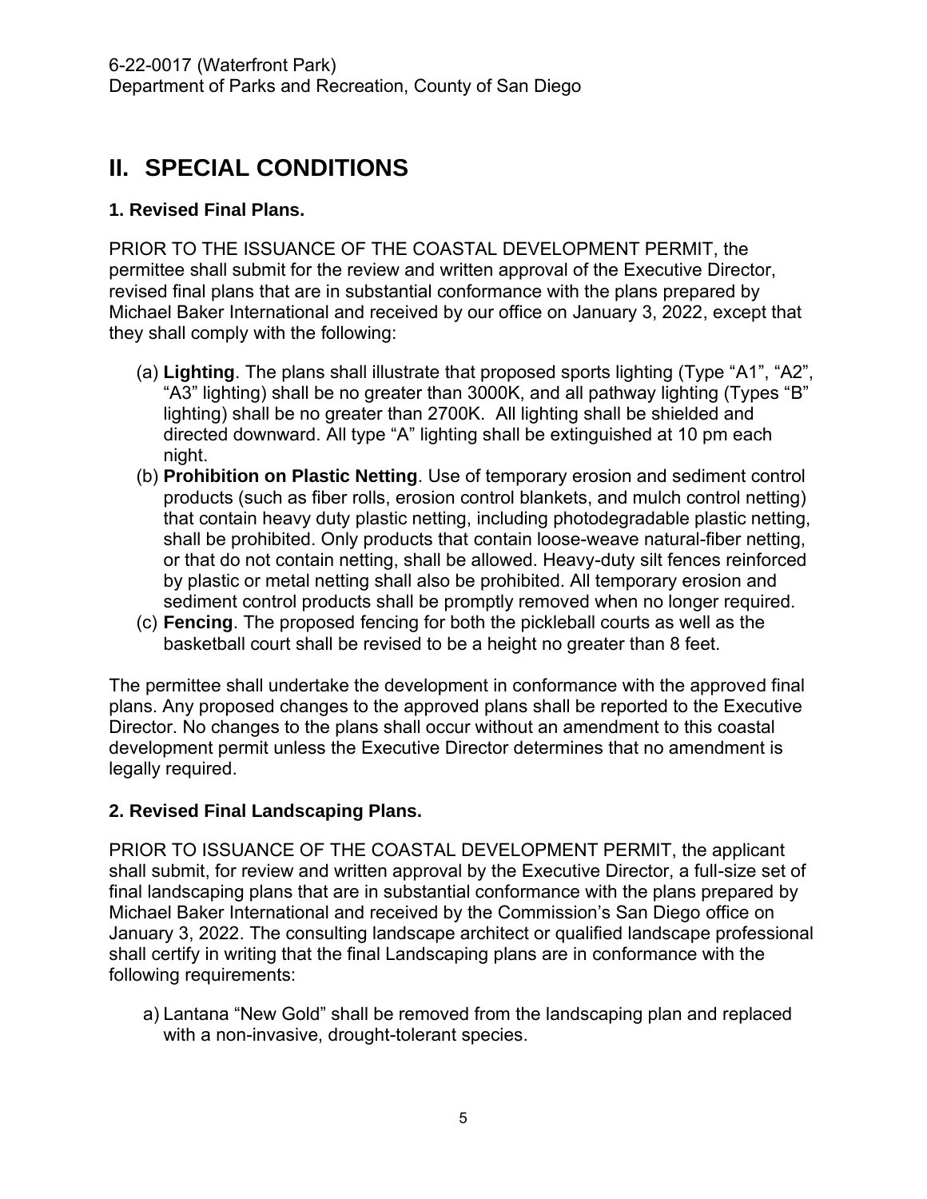## II. SPECIAL CONDITIONS

### 1. Revised Final Plans.

PRIOR TO THE ISSUANCE OF THE COASTAL DEVELOPMENT PERMIT, the permittee shall submit for the review and written approval of the Executive Director, revised final plans that are in substantial conformance with the plans prepared by Michael Baker International and received by our office on January 3, 2022, except that they shall comply with the following:

(a) **Lighting**. The plans shall illustrate that proposed sports lighting (Type "A1", "A2", "A3" lighting) shall be no greater than 3000K, and all pathway lighting (Types "B" lighting) shall be no greater than 2700K. All lighting shall be shielded and directed downward. All type "A" lighting shall be extinguished at 10 pm each night.

(b) **Prohibition on Plastic Netting**. Use of temporary erosion and sediment control products (such as fiber rolls, erosion control blankets, and mulch control netting) that contain heavy duty plastic netting, including photodegradable plastic netting, shall be prohibited. Only products that contain loose-weave natural-fiber netting, or that do not contain netting, shall be allowed. Heavy-duty silt fences reinforced by plastic or metal netting shall also be prohibited. All temporary erosion and sediment control products shall be promptly removed when no longer required.

(c) **Fencing**. The proposed fencing for both the pickleball courts as well as the basketball court shall be revised to be a height no greater than 8 feet.

The permittee shall undertake the development in conformance with the approved final plans. Any proposed changes to the approved plans shall be reported to the Executive Director. No changes to the plans shall occur without an amendment to this coastal development permit unless the Executive Director determines that no amendment is legally required.

### 2. Revised Final Landscaping Plans.

PRIOR TO ISSUANCE OF THE COASTAL DEVELOPMENT PERMIT, the applicant shall submit, for review and written approval by the Executive Director, a full-size set of final landscaping plans that are in substantial conformance with the plans prepared by Michael Baker International and received by the Commission's San Diego office on January 3, 2022. The consulting landscape architect or qualified landscape professional shall certify in writing that the final Landscaping plans are in conformance with the following requirements:

a) Lantana "New Gold" shall be removed from the landscaping plan and replaced with a non-invasive, drought-tolerant species.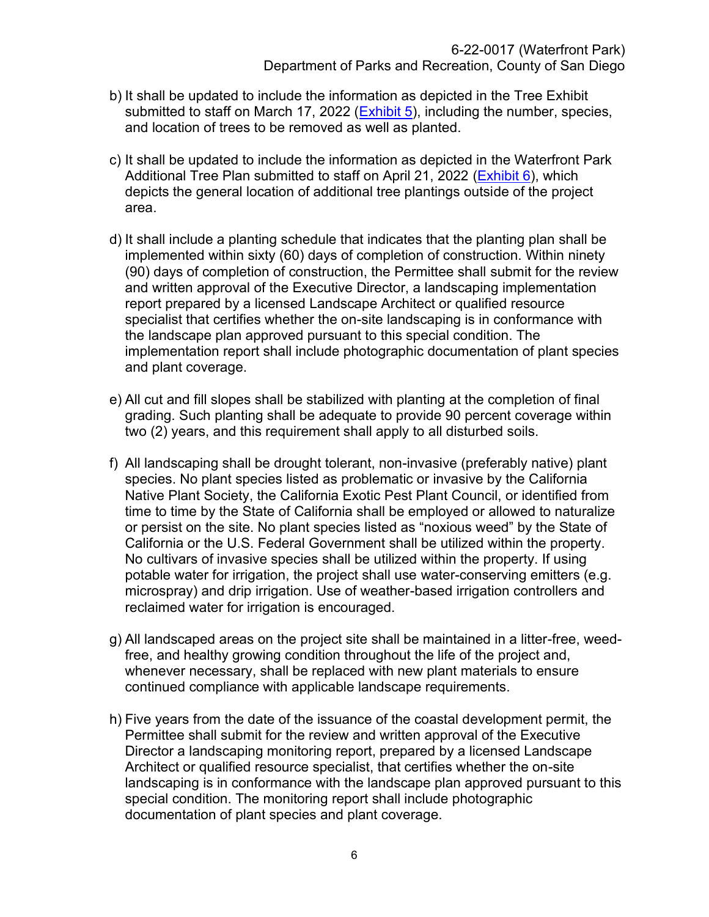b) It shall be updated to include the information as depicted in the Tree Exhibit submitted to staff on March 17, 2022 (Exhibit 5), including the number, species, and location of trees to be removed as well as planted.

c) It shall be updated to include the information as depicted in the Waterfront Park Additional Tree Plan submitted to staff on April 21, 2022 (Exhibit 6), which depicts the general location of additional tree plantings outside of the project area.

d) It shall include a planting schedule that indicates that the planting plan shall be implemented within sixty (60) days of completion of construction. Within ninety (90) days of completion of construction, the Permittee shall submit for the review and written approval of the Executive Director, a landscaping implementation report prepared by a licensed Landscape Architect or qualified resource specialist that certifies whether the on-site landscaping is in conformance with the landscape plan approved pursuant to this special condition. The implementation report shall include photographic documentation of plant species and plant coverage.

e) All cut and fill slopes shall be stabilized with planting at the completion of final grading. Such planting shall be adequate to provide 90 percent coverage within two (2) years, and this requirement shall apply to all disturbed soils.

f) All landscaping shall be drought tolerant, non-invasive (preferably native) plant species. No plant species listed as problematic or invasive by the California Native Plant Society, the California Exotic Pest Plant Council, or identified from time to time by the State of California shall be employed or allowed to naturalize or persist on the site. No plant species listed as "noxious weed" by the State of California or the U.S. Federal Government shall be utilized within the property. No cultivars of invasive species shall be utilized within the property. If using potable water for irrigation, the project shall use water-conserving emitters (e.g. microspray) and drip irrigation. Use of weather-based irrigation controllers and reclaimed water for irrigation is encouraged.

g) All landscaped areas on the project site shall be maintained in a litter-free, weed-free, and healthy growing condition throughout the life of the project and, whenever necessary, shall be replaced with new plant materials to ensure continued compliance with applicable landscape requirements.

h) Five years from the date of the issuance of the coastal development permit, the Permittee shall submit for the review and written approval of the Executive Director a landscaping monitoring report, prepared by a licensed Landscape Architect or qualified resource specialist, that certifies whether the on-site landscaping is in conformance with the landscape plan approved pursuant to this special condition. The monitoring report shall include photographic documentation of plant species and plant coverage.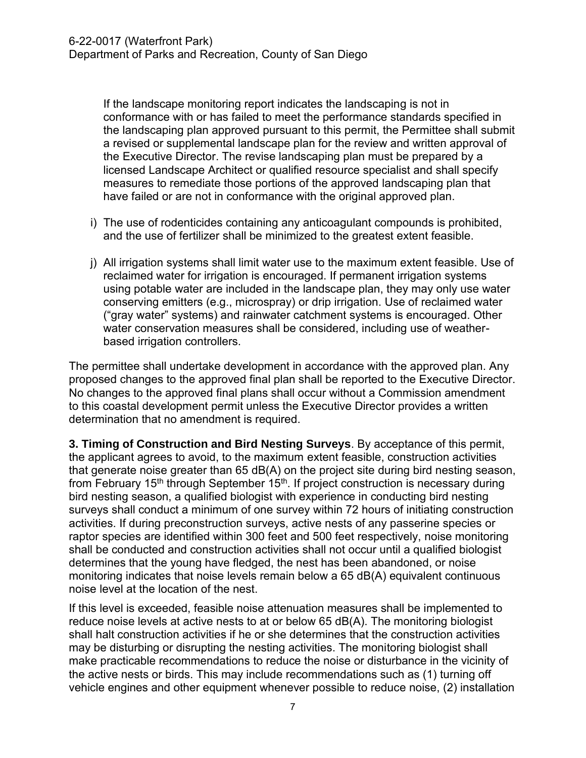If the landscape monitoring report indicates the landscaping is not in conformance with or has failed to meet the performance standards specified in the landscaping plan approved pursuant to this permit, the Permittee shall submit a revised or supplemental landscape plan for the review and written approval of the Executive Director. The revise landscaping plan must be prepared by a licensed Landscape Architect or qualified resource specialist and shall specify measures to remediate those portions of the approved landscaping plan that have failed or are not in conformance with the original approved plan.

i) The use of rodenticides containing any anticoagulant compounds is prohibited, and the use of fertilizer shall be minimized to the greatest extent feasible.

j) All irrigation systems shall limit water use to the maximum extent feasible. Use of reclaimed water for irrigation is encouraged. If permanent irrigation systems using potable water are included in the landscape plan, they may only use water conserving emitters (e.g., microspray) or drip irrigation. Use of reclaimed water ("gray water" systems) and rainwater catchment systems is encouraged. Other water conservation measures shall be considered, including use of weather-based irrigation controllers.

The permittee shall undertake development in accordance with the approved plan. Any proposed changes to the approved final plan shall be reported to the Executive Director. No changes to the approved final plans shall occur without a Commission amendment to this coastal development permit unless the Executive Director provides a written determination that no amendment is required.

**3. Timing of Construction and Bird Nesting Surveys**. By acceptance of this permit, the applicant agrees to avoid, to the maximum extent feasible, construction activities that generate noise greater than 65 dB(A) on the project site during bird nesting season, from February 15th through September 15th. If project construction is necessary during bird nesting season, a qualified biologist with experience in conducting bird nesting surveys shall conduct a minimum of one survey within 72 hours of initiating construction activities. If during preconstruction surveys, active nests of any passerine species or raptor species are identified within 300 feet and 500 feet respectively, noise monitoring shall be conducted and construction activities shall not occur until a qualified biologist determines that the young have fledged, the nest has been abandoned, or noise monitoring indicates that noise levels remain below a 65 dB(A) equivalent continuous noise level at the location of the nest.

If this level is exceeded, feasible noise attenuation measures shall be implemented to reduce noise levels at active nests to at or below 65 dB(A). The monitoring biologist shall halt construction activities if he or she determines that the construction activities may be disturbing or disrupting the nesting activities. The monitoring biologist shall make practicable recommendations to reduce the noise or disturbance in the vicinity of the active nests or birds. This may include recommendations such as (1) turning off vehicle engines and other equipment whenever possible to reduce noise, (2) installation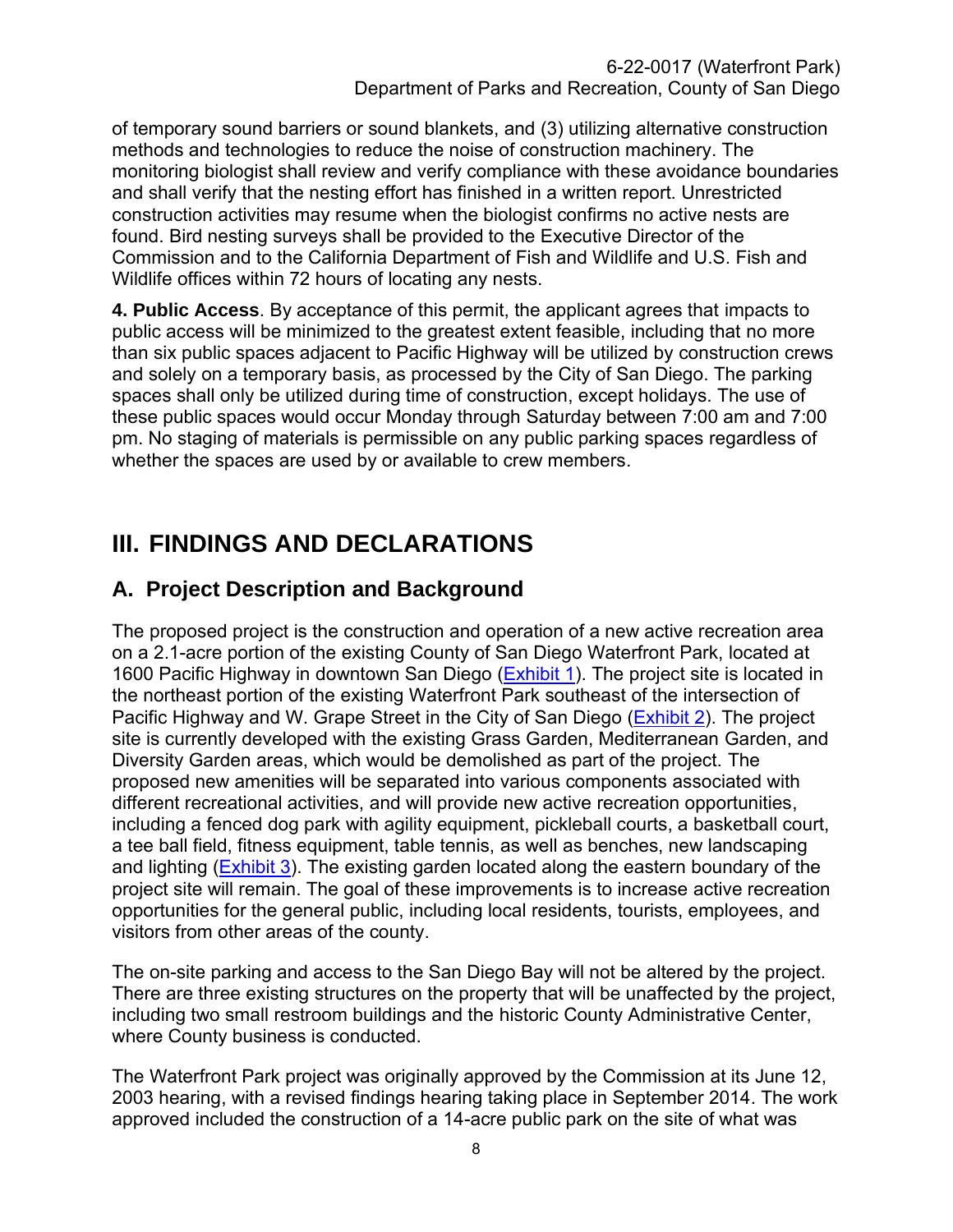of temporary sound barriers or sound blankets, and (3) utilizing alternative construction methods and technologies to reduce the noise of construction machinery. The monitoring biologist shall review and verify compliance with these avoidance boundaries and shall verify that the nesting effort has finished in a written report. Unrestricted construction activities may resume when the biologist confirms no active nests are found. Bird nesting surveys shall be provided to the Executive Director of the Commission and to the California Department of Fish and Wildlife and U.S. Fish and Wildlife offices within 72 hours of locating any nests.

**4. Public Access**. By acceptance of this permit, the applicant agrees that impacts to public access will be minimized to the greatest extent feasible, including that no more than six public spaces adjacent to Pacific Highway will be utilized by construction crews and solely on a temporary basis, as processed by the City of San Diego. The parking spaces shall only be utilized during time of construction, except holidays. The use of these public spaces would occur Monday through Saturday between 7:00 am and 7:00 pm. No staging of materials is permissible on any public parking spaces regardless of whether the spaces are used by or available to crew members.

# III. FINDINGS AND DECLARATIONS

## A. Project Description and Background

The proposed project is the construction and operation of a new active recreation area on a 2.1-acre portion of the existing County of San Diego Waterfront Park, located at 1600 Pacific Highway in downtown San Diego (Exhibit 1). The project site is located in the northeast portion of the existing Waterfront Park southeast of the intersection of Pacific Highway and W. Grape Street in the City of San Diego (Exhibit 2). The project site is currently developed with the existing Grass Garden, Mediterranean Garden, and Diversity Garden areas, which would be demolished as part of the project. The proposed new amenities will be separated into various components associated with different recreational activities, and will provide new active recreation opportunities, including a fenced dog park with agility equipment, pickleball courts, a basketball court, a tee ball field, fitness equipment, table tennis, as well as benches, new landscaping and lighting (Exhibit 3). The existing garden located along the eastern boundary of the project site will remain. The goal of these improvements is to increase active recreation opportunities for the general public, including local residents, tourists, employees, and visitors from other areas of the county.

The on-site parking and access to the San Diego Bay will not be altered by the project. There are three existing structures on the property that will be unaffected by the project, including two small restroom buildings and the historic County Administrative Center, where County business is conducted.

The Waterfront Park project was originally approved by the Commission at its June 12, 2003 hearing, with a revised findings hearing taking place in September 2014. The work approved included the construction of a 14-acre public park on the site of what was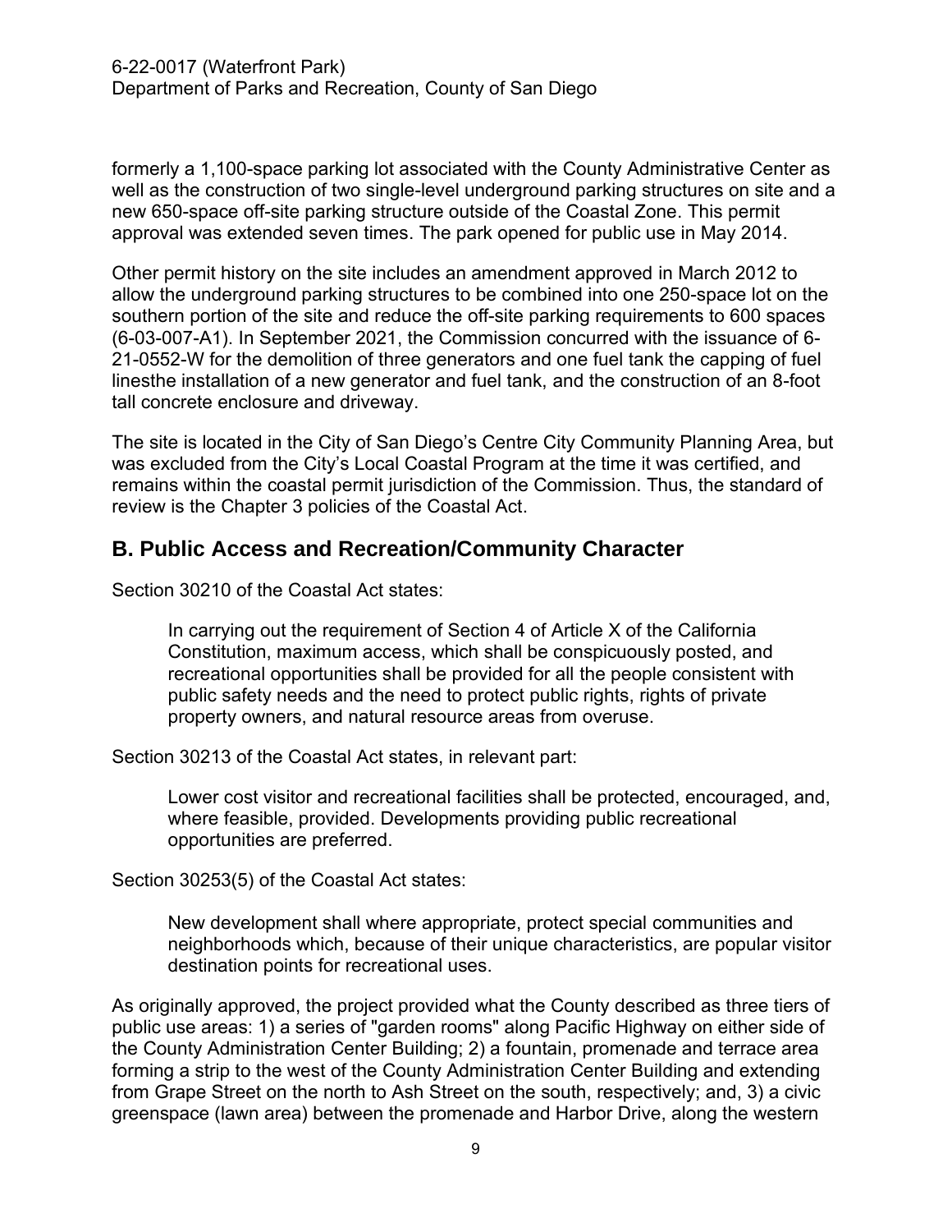formerly a 1,100-space parking lot associated with the County Administrative Center as well as the construction of two single-level underground parking structures on site and a new 650-space off-site parking structure outside of the Coastal Zone. This permit approval was extended seven times. The park opened for public use in May 2014.

Other permit history on the site includes an amendment approved in March 2012 to allow the underground parking structures to be combined into one 250-space lot on the southern portion of the site and reduce the off-site parking requirements to 600 spaces (6-03-007-A1). In September 2021, the Commission concurred with the issuance of 6-21-0552-W for the demolition of three generators and one fuel tank the capping of fuel linesthe installation of a new generator and fuel tank, and the construction of an 8-foot tall concrete enclosure and driveway.

The site is located in the City of San Diego's Centre City Community Planning Area, but was excluded from the City's Local Coastal Program at the time it was certified, and remains within the coastal permit jurisdiction of the Commission. Thus, the standard of review is the Chapter 3 policies of the Coastal Act.

## B. Public Access and Recreation/Community Character

Section 30210 of the Coastal Act states:

> In carrying out the requirement of Section 4 of Article X of the California Constitution, maximum access, which shall be conspicuously posted, and recreational opportunities shall be provided for all the people consistent with public safety needs and the need to protect public rights, rights of private property owners, and natural resource areas from overuse.

Section 30213 of the Coastal Act states, in relevant part:

> Lower cost visitor and recreational facilities shall be protected, encouraged, and, where feasible, provided. Developments providing public recreational opportunities are preferred.

Section 30253(5) of the Coastal Act states:

> New development shall where appropriate, protect special communities and neighborhoods which, because of their unique characteristics, are popular visitor destination points for recreational uses.

As originally approved, the project provided what the County described as three tiers of public use areas: 1) a series of "garden rooms" along Pacific Highway on either side of the County Administration Center Building; 2) a fountain, promenade and terrace area forming a strip to the west of the County Administration Center Building and extending from Grape Street on the north to Ash Street on the south, respectively; and, 3) a civic greenspace (lawn area) between the promenade and Harbor Drive, along the western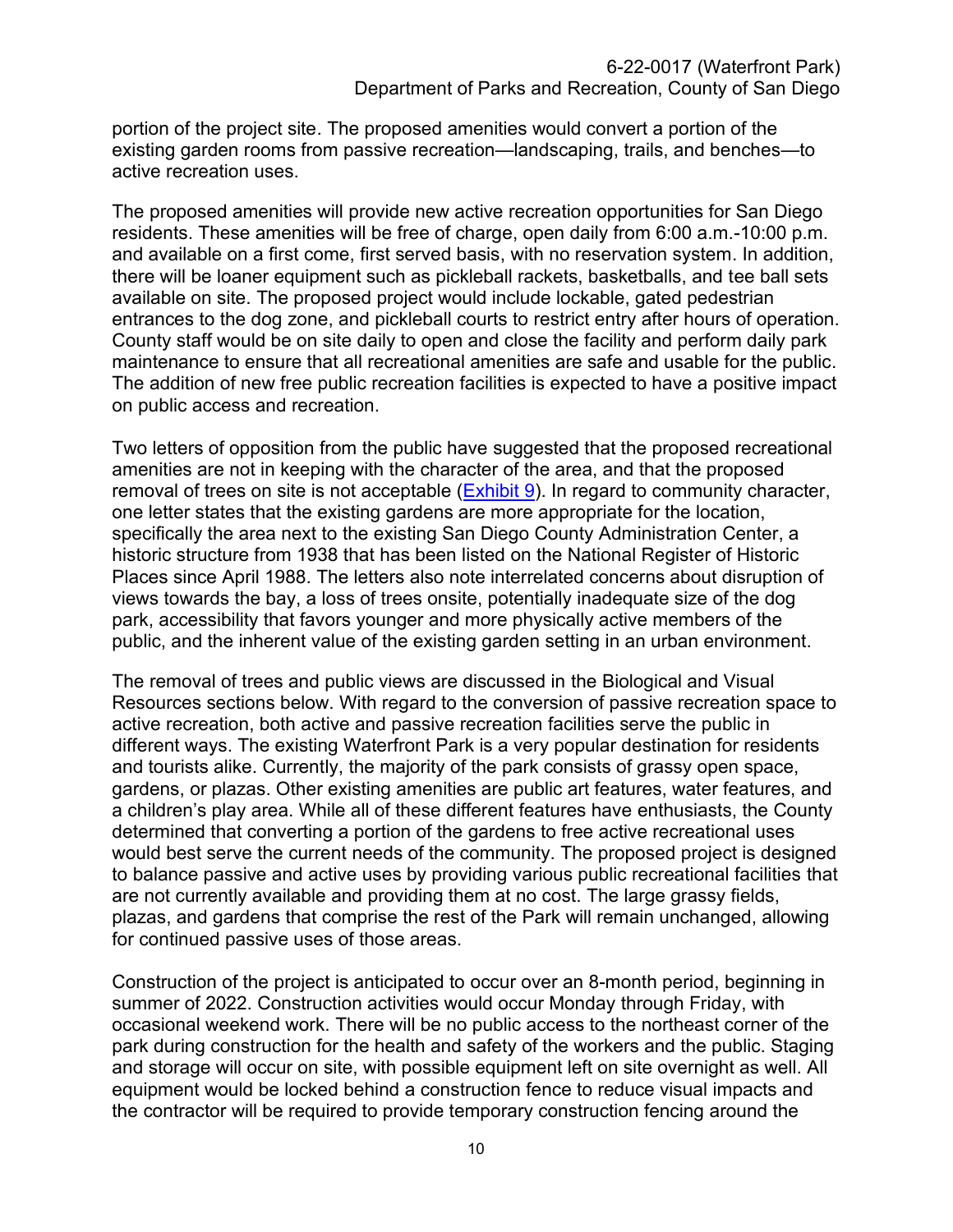portion of the project site. The proposed amenities would convert a portion of the existing garden rooms from passive recreation—landscaping, trails, and benches—to active recreation uses.

The proposed amenities will provide new active recreation opportunities for San Diego residents. These amenities will be free of charge, open daily from 6:00 a.m.-10:00 p.m. and available on a first come, first served basis, with no reservation system. In addition, there will be loaner equipment such as pickleball rackets, basketballs, and tee ball sets available on site. The proposed project would include lockable, gated pedestrian entrances to the dog zone, and pickleball courts to restrict entry after hours of operation. County staff would be on site daily to open and close the facility and perform daily park maintenance to ensure that all recreational amenities are safe and usable for the public. The addition of new free public recreation facilities is expected to have a positive impact on public access and recreation.

Two letters of opposition from the public have suggested that the proposed recreational amenities are not in keeping with the character of the area, and that the proposed removal of trees on site is not acceptable (Exhibit 9). In regard to community character, one letter states that the existing gardens are more appropriate for the location, specifically the area next to the existing San Diego County Administration Center, a historic structure from 1938 that has been listed on the National Register of Historic Places since April 1988. The letters also note interrelated concerns about disruption of views towards the bay, a loss of trees onsite, potentially inadequate size of the dog park, accessibility that favors younger and more physically active members of the public, and the inherent value of the existing garden setting in an urban environment.

The removal of trees and public views are discussed in the Biological and Visual Resources sections below. With regard to the conversion of passive recreation space to active recreation, both active and passive recreation facilities serve the public in different ways. The existing Waterfront Park is a very popular destination for residents and tourists alike. Currently, the majority of the park consists of grassy open space, gardens, or plazas. Other existing amenities are public art features, water features, and a children's play area. While all of these different features have enthusiasts, the County determined that converting a portion of the gardens to free active recreational uses would best serve the current needs of the community. The proposed project is designed to balance passive and active uses by providing various public recreational facilities that are not currently available and providing them at no cost. The large grassy fields, plazas, and gardens that comprise the rest of the Park will remain unchanged, allowing for continued passive uses of those areas.

Construction of the project is anticipated to occur over an 8-month period, beginning in summer of 2022. Construction activities would occur Monday through Friday, with occasional weekend work. There will be no public access to the northeast corner of the park during construction for the health and safety of the workers and the public. Staging and storage will occur on site, with possible equipment left on site overnight as well. All equipment would be locked behind a construction fence to reduce visual impacts and the contractor will be required to provide temporary construction fencing around the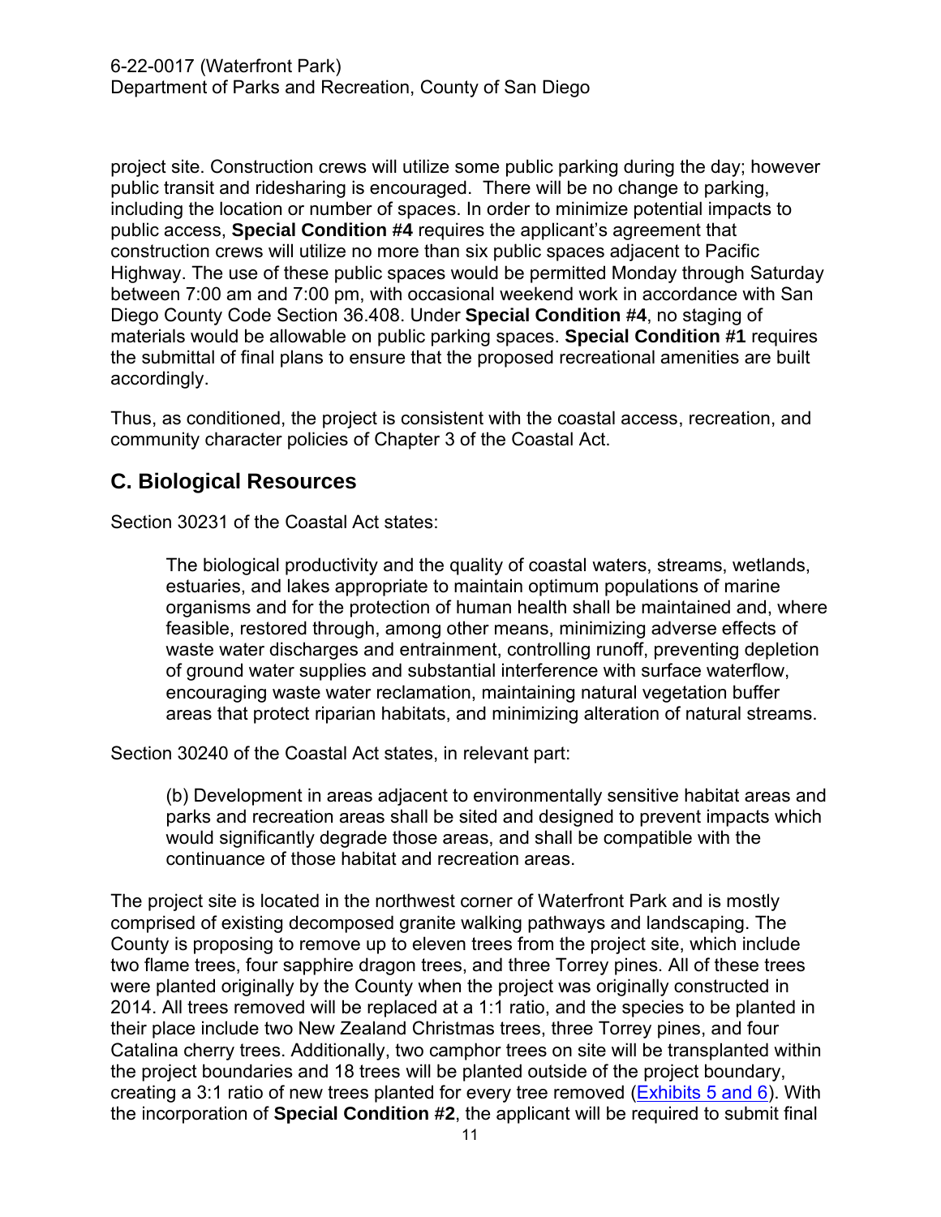project site. Construction crews will utilize some public parking during the day; however public transit and ridesharing is encouraged. There will be no change to parking, including the location or number of spaces. In order to minimize potential impacts to public access, **Special Condition #4** requires the applicant's agreement that construction crews will utilize no more than six public spaces adjacent to Pacific Highway. The use of these public spaces would be permitted Monday through Saturday between 7:00 am and 7:00 pm, with occasional weekend work in accordance with San Diego County Code Section 36.408. Under **Special Condition #4**, no staging of materials would be allowable on public parking spaces. **Special Condition #1** requires the submittal of final plans to ensure that the proposed recreational amenities are built accordingly.

Thus, as conditioned, the project is consistent with the coastal access, recreation, and community character policies of Chapter 3 of the Coastal Act.

## C. Biological Resources

Section 30231 of the Coastal Act states:

> The biological productivity and the quality of coastal waters, streams, wetlands, estuaries, and lakes appropriate to maintain optimum populations of marine organisms and for the protection of human health shall be maintained and, where feasible, restored through, among other means, minimizing adverse effects of waste water discharges and entrainment, controlling runoff, preventing depletion of ground water supplies and substantial interference with surface waterflow, encouraging waste water reclamation, maintaining natural vegetation buffer areas that protect riparian habitats, and minimizing alteration of natural streams.

Section 30240 of the Coastal Act states, in relevant part:

> (b) Development in areas adjacent to environmentally sensitive habitat areas and parks and recreation areas shall be sited and designed to prevent impacts which would significantly degrade those areas, and shall be compatible with the continuance of those habitat and recreation areas.

The project site is located in the northwest corner of Waterfront Park and is mostly comprised of existing decomposed granite walking pathways and landscaping. The County is proposing to remove up to eleven trees from the project site, which include two flame trees, four sapphire dragon trees, and three Torrey pines. All of these trees were planted originally by the County when the project was originally constructed in 2014. All trees removed will be replaced at a 1:1 ratio, and the species to be planted in their place include two New Zealand Christmas trees, three Torrey pines, and four Catalina cherry trees. Additionally, two camphor trees on site will be transplanted within the project boundaries and 18 trees will be planted outside of the project boundary, creating a 3:1 ratio of new trees planted for every tree removed (Exhibits 5 and 6). With the incorporation of **Special Condition #2**, the applicant will be required to submit final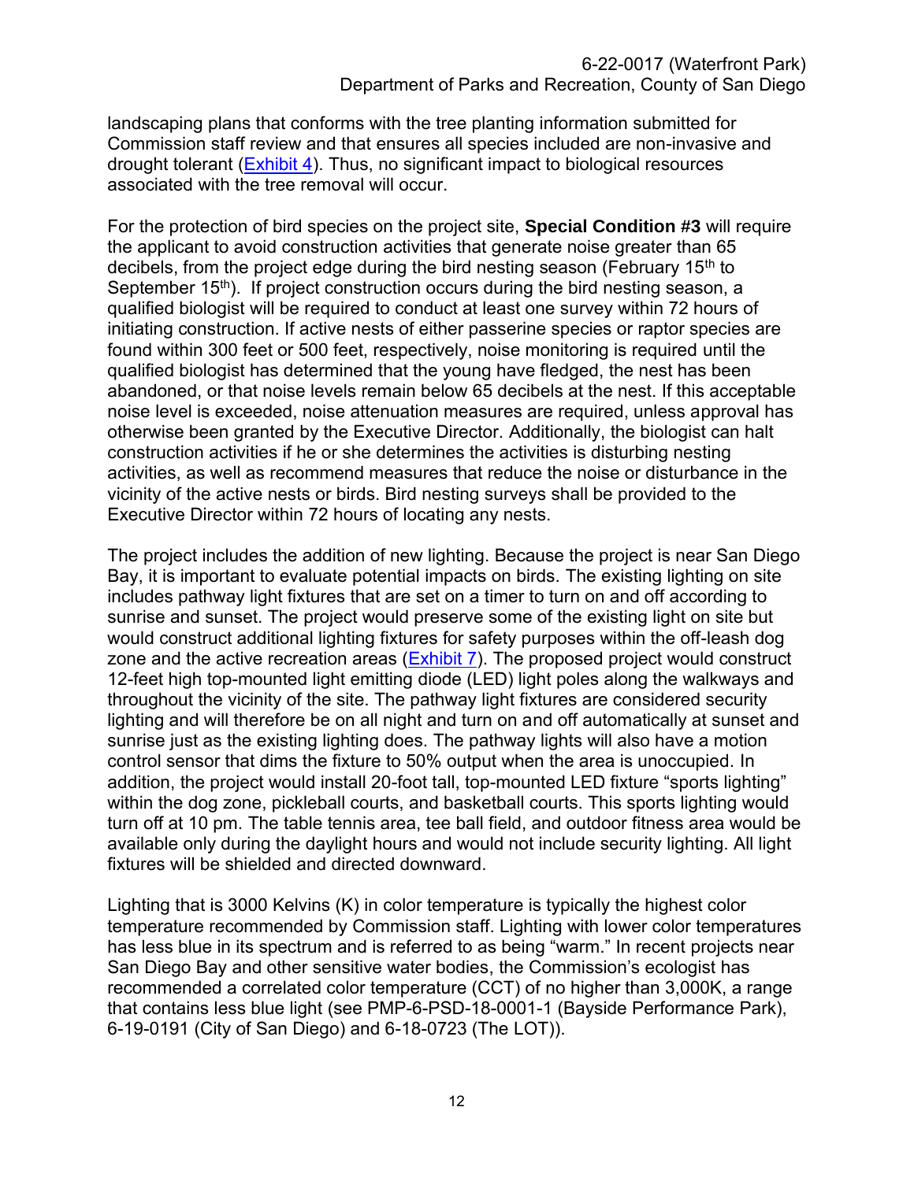landscaping plans that conforms with the tree planting information submitted for Commission staff review and that ensures all species included are non-invasive and drought tolerant (Exhibit 4). Thus, no significant impact to biological resources associated with the tree removal will occur.

For the protection of bird species on the project site, **Special Condition #3** will require the applicant to avoid construction activities that generate noise greater than 65 decibels, from the project edge during the bird nesting season (February 15th to September 15th). If project construction occurs during the bird nesting season, a qualified biologist will be required to conduct at least one survey within 72 hours of initiating construction. If active nests of either passerine species or raptor species are found within 300 feet or 500 feet, respectively, noise monitoring is required until the qualified biologist has determined that the young have fledged, the nest has been abandoned, or that noise levels remain below 65 decibels at the nest. If this acceptable noise level is exceeded, noise attenuation measures are required, unless approval has otherwise been granted by the Executive Director. Additionally, the biologist can halt construction activities if he or she determines the activities is disturbing nesting activities, as well as recommend measures that reduce the noise or disturbance in the vicinity of the active nests or birds. Bird nesting surveys shall be provided to the Executive Director within 72 hours of locating any nests.

The project includes the addition of new lighting. Because the project is near San Diego Bay, it is important to evaluate potential impacts on birds. The existing lighting on site includes pathway light fixtures that are set on a timer to turn on and off according to sunrise and sunset. The project would preserve some of the existing light on site but would construct additional lighting fixtures for safety purposes within the off-leash dog zone and the active recreation areas (Exhibit 7). The proposed project would construct 12-feet high top-mounted light emitting diode (LED) light poles along the walkways and throughout the vicinity of the site. The pathway light fixtures are considered security lighting and will therefore be on all night and turn on and off automatically at sunset and sunrise just as the existing lighting does. The pathway lights will also have a motion control sensor that dims the fixture to 50% output when the area is unoccupied. In addition, the project would install 20-foot tall, top-mounted LED fixture "sports lighting" within the dog zone, pickleball courts, and basketball courts. This sports lighting would turn off at 10 pm. The table tennis area, tee ball field, and outdoor fitness area would be available only during the daylight hours and would not include security lighting. All light fixtures will be shielded and directed downward.

Lighting that is 3000 Kelvins (K) in color temperature is typically the highest color temperature recommended by Commission staff. Lighting with lower color temperatures has less blue in its spectrum and is referred to as being "warm." In recent projects near San Diego Bay and other sensitive water bodies, the Commission's ecologist has recommended a correlated color temperature (CCT) of no higher than 3,000K, a range that contains less blue light (see PMP-6-PSD-18-0001-1 (Bayside Performance Park), 6-19-0191 (City of San Diego) and 6-18-0723 (The LOT)).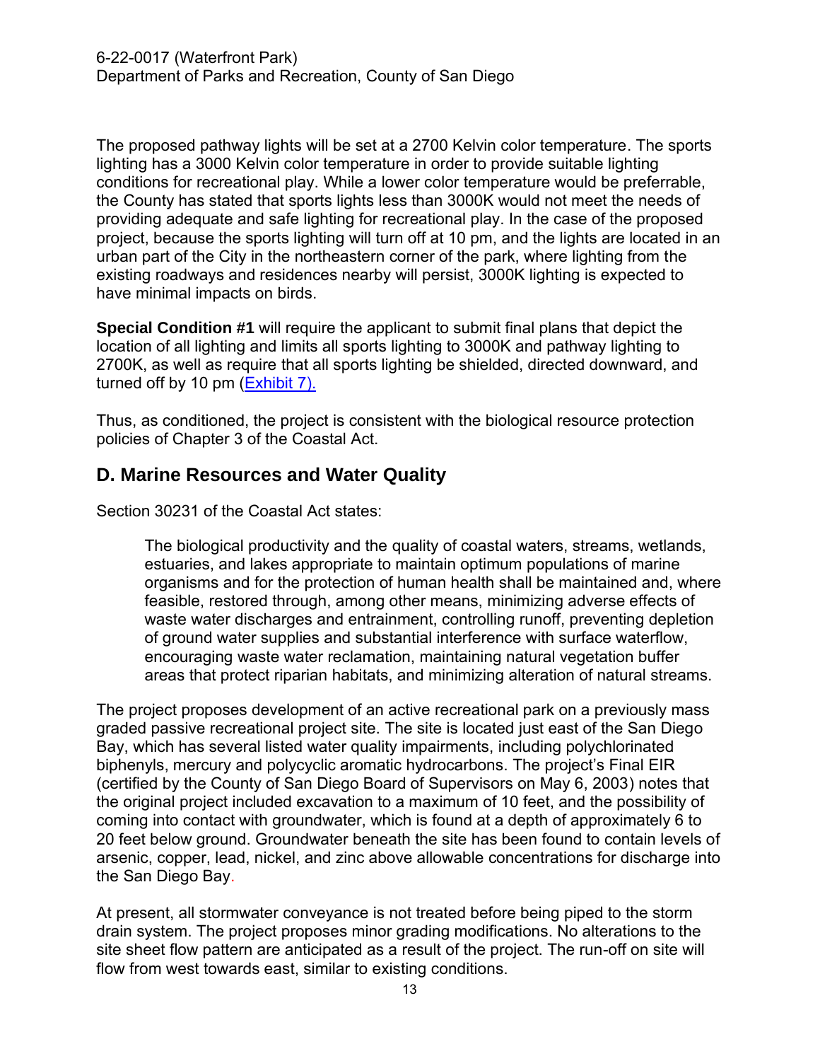The proposed pathway lights will be set at a 2700 Kelvin color temperature. The sports lighting has a 3000 Kelvin color temperature in order to provide suitable lighting conditions for recreational play. While a lower color temperature would be preferrable, the County has stated that sports lights less than 3000K would not meet the needs of providing adequate and safe lighting for recreational play. In the case of the proposed project, because the sports lighting will turn off at 10 pm, and the lights are located in an urban part of the City in the northeastern corner of the park, where lighting from the existing roadways and residences nearby will persist, 3000K lighting is expected to have minimal impacts on birds.

**Special Condition #1** will require the applicant to submit final plans that depict the location of all lighting and limits all sports lighting to 3000K and pathway lighting to 2700K, as well as require that all sports lighting be shielded, directed downward, and turned off by 10 pm (Exhibit 7).

Thus, as conditioned, the project is consistent with the biological resource protection policies of Chapter 3 of the Coastal Act.

## D. Marine Resources and Water Quality

Section 30231 of the Coastal Act states:

> The biological productivity and the quality of coastal waters, streams, wetlands, estuaries, and lakes appropriate to maintain optimum populations of marine organisms and for the protection of human health shall be maintained and, where feasible, restored through, among other means, minimizing adverse effects of waste water discharges and entrainment, controlling runoff, preventing depletion of ground water supplies and substantial interference with surface waterflow, encouraging waste water reclamation, maintaining natural vegetation buffer areas that protect riparian habitats, and minimizing alteration of natural streams.

The project proposes development of an active recreational park on a previously mass graded passive recreational project site. The site is located just east of the San Diego Bay, which has several listed water quality impairments, including polychlorinated biphenyls, mercury and polycyclic aromatic hydrocarbons. The project's Final EIR (certified by the County of San Diego Board of Supervisors on May 6, 2003) notes that the original project included excavation to a maximum of 10 feet, and the possibility of coming into contact with groundwater, which is found at a depth of approximately 6 to 20 feet below ground. Groundwater beneath the site has been found to contain levels of arsenic, copper, lead, nickel, and zinc above allowable concentrations for discharge into the San Diego Bay.

At present, all stormwater conveyance is not treated before being piped to the storm drain system. The project proposes minor grading modifications. No alterations to the site sheet flow pattern are anticipated as a result of the project. The run-off on site will flow from west towards east, similar to existing conditions.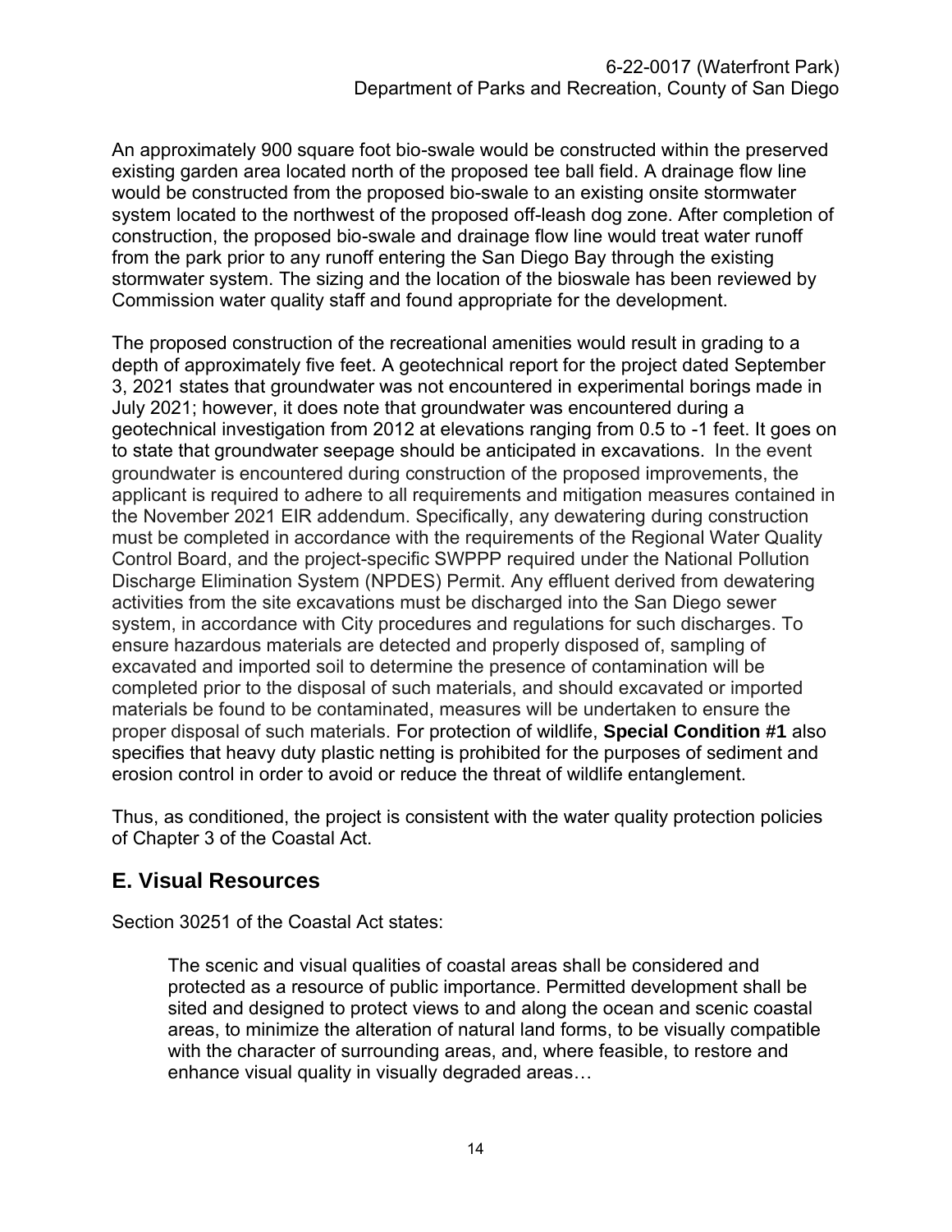An approximately 900 square foot bio-swale would be constructed within the preserved existing garden area located north of the proposed tee ball field. A drainage flow line would be constructed from the proposed bio-swale to an existing onsite stormwater system located to the northwest of the proposed off-leash dog zone. After completion of construction, the proposed bio-swale and drainage flow line would treat water runoff from the park prior to any runoff entering the San Diego Bay through the existing stormwater system. The sizing and the location of the bioswale has been reviewed by Commission water quality staff and found appropriate for the development.

The proposed construction of the recreational amenities would result in grading to a depth of approximately five feet. A geotechnical report for the project dated September 3, 2021 states that groundwater was not encountered in experimental borings made in July 2021; however, it does note that groundwater was encountered during a geotechnical investigation from 2012 at elevations ranging from 0.5 to -1 feet. It goes on to state that groundwater seepage should be anticipated in excavations. In the event groundwater is encountered during construction of the proposed improvements, the applicant is required to adhere to all requirements and mitigation measures contained in the November 2021 EIR addendum. Specifically, any dewatering during construction must be completed in accordance with the requirements of the Regional Water Quality Control Board, and the project-specific SWPPP required under the National Pollution Discharge Elimination System (NPDES) Permit. Any effluent derived from dewatering activities from the site excavations must be discharged into the San Diego sewer system, in accordance with City procedures and regulations for such discharges. To ensure hazardous materials are detected and properly disposed of, sampling of excavated and imported soil to determine the presence of contamination will be completed prior to the disposal of such materials, and should excavated or imported materials be found to be contaminated, measures will be undertaken to ensure the proper disposal of such materials. For protection of wildlife, **Special Condition #1** also specifies that heavy duty plastic netting is prohibited for the purposes of sediment and erosion control in order to avoid or reduce the threat of wildlife entanglement.

Thus, as conditioned, the project is consistent with the water quality protection policies of Chapter 3 of the Coastal Act.

## E. Visual Resources

Section 30251 of the Coastal Act states:

> The scenic and visual qualities of coastal areas shall be considered and protected as a resource of public importance. Permitted development shall be sited and designed to protect views to and along the ocean and scenic coastal areas, to minimize the alteration of natural land forms, to be visually compatible with the character of surrounding areas, and, where feasible, to restore and enhance visual quality in visually degraded areas…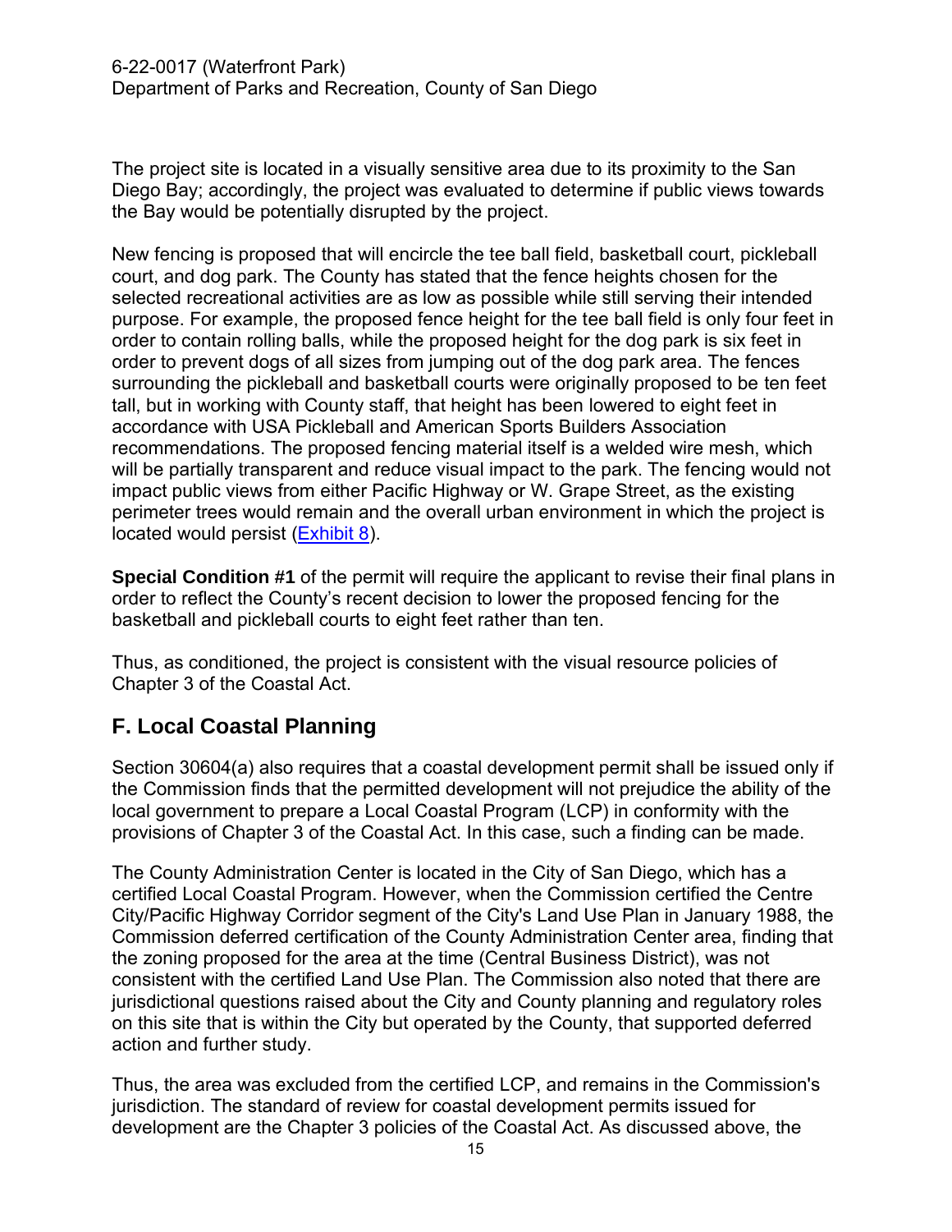The project site is located in a visually sensitive area due to its proximity to the San Diego Bay; accordingly, the project was evaluated to determine if public views towards the Bay would be potentially disrupted by the project.

New fencing is proposed that will encircle the tee ball field, basketball court, pickleball court, and dog park. The County has stated that the fence heights chosen for the selected recreational activities are as low as possible while still serving their intended purpose. For example, the proposed fence height for the tee ball field is only four feet in order to contain rolling balls, while the proposed height for the dog park is six feet in order to prevent dogs of all sizes from jumping out of the dog park area. The fences surrounding the pickleball and basketball courts were originally proposed to be ten feet tall, but in working with County staff, that height has been lowered to eight feet in accordance with USA Pickleball and American Sports Builders Association recommendations. The proposed fencing material itself is a welded wire mesh, which will be partially transparent and reduce visual impact to the park. The fencing would not impact public views from either Pacific Highway or W. Grape Street, as the existing perimeter trees would remain and the overall urban environment in which the project is located would persist (Exhibit 8).

**Special Condition #1** of the permit will require the applicant to revise their final plans in order to reflect the County's recent decision to lower the proposed fencing for the basketball and pickleball courts to eight feet rather than ten.

Thus, as conditioned, the project is consistent with the visual resource policies of Chapter 3 of the Coastal Act.

## F. Local Coastal Planning

Section 30604(a) also requires that a coastal development permit shall be issued only if the Commission finds that the permitted development will not prejudice the ability of the local government to prepare a Local Coastal Program (LCP) in conformity with the provisions of Chapter 3 of the Coastal Act. In this case, such a finding can be made.

The County Administration Center is located in the City of San Diego, which has a certified Local Coastal Program. However, when the Commission certified the Centre City/Pacific Highway Corridor segment of the City's Land Use Plan in January 1988, the Commission deferred certification of the County Administration Center area, finding that the zoning proposed for the area at the time (Central Business District), was not consistent with the certified Land Use Plan. The Commission also noted that there are jurisdictional questions raised about the City and County planning and regulatory roles on this site that is within the City but operated by the County, that supported deferred action and further study.

Thus, the area was excluded from the certified LCP, and remains in the Commission's jurisdiction. The standard of review for coastal development permits issued for development are the Chapter 3 policies of the Coastal Act. As discussed above, the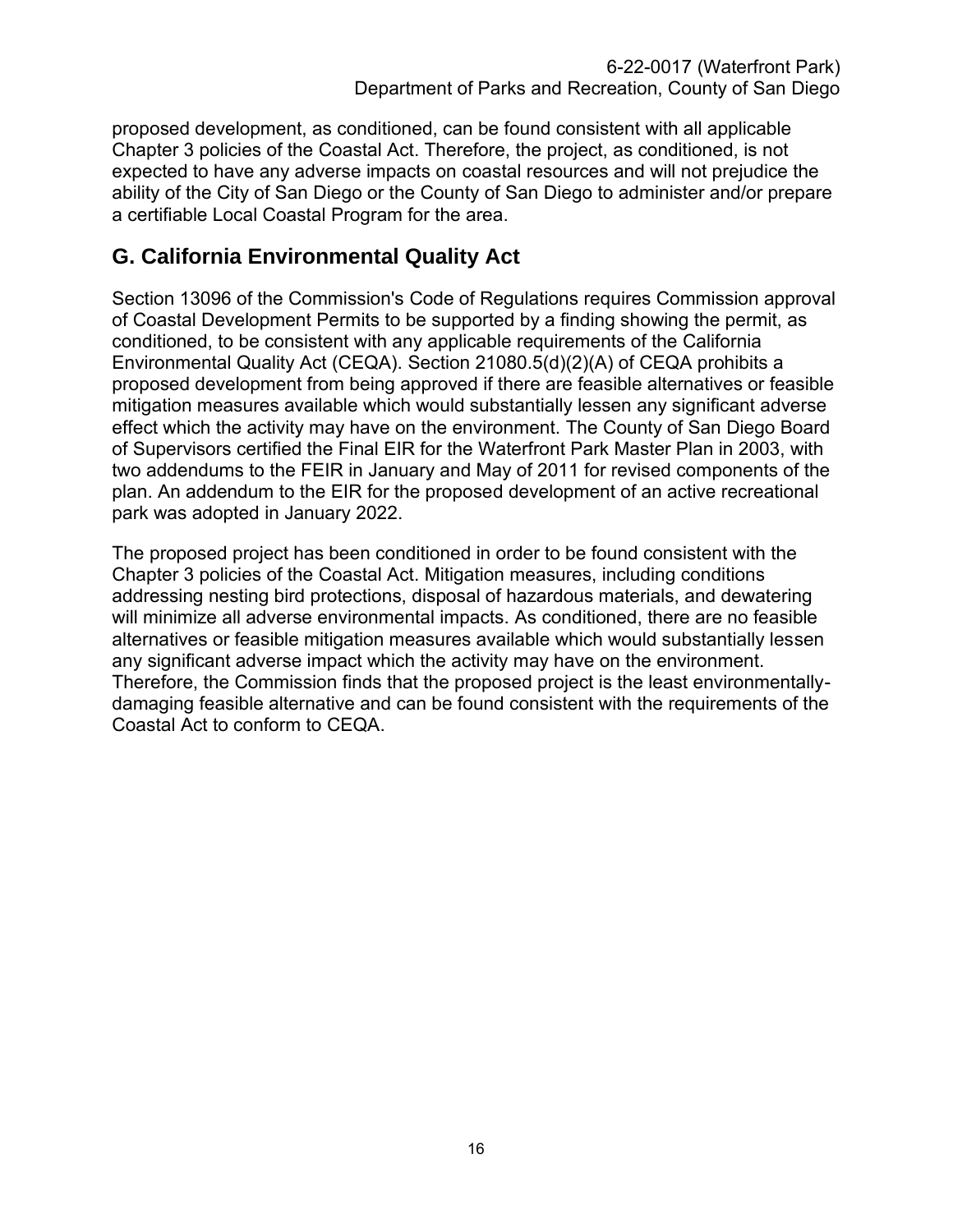proposed development, as conditioned, can be found consistent with all applicable Chapter 3 policies of the Coastal Act. Therefore, the project, as conditioned, is not expected to have any adverse impacts on coastal resources and will not prejudice the ability of the City of San Diego or the County of San Diego to administer and/or prepare a certifiable Local Coastal Program for the area.

## G. California Environmental Quality Act

Section 13096 of the Commission's Code of Regulations requires Commission approval of Coastal Development Permits to be supported by a finding showing the permit, as conditioned, to be consistent with any applicable requirements of the California Environmental Quality Act (CEQA). Section 21080.5(d)(2)(A) of CEQA prohibits a proposed development from being approved if there are feasible alternatives or feasible mitigation measures available which would substantially lessen any significant adverse effect which the activity may have on the environment. The County of San Diego Board of Supervisors certified the Final EIR for the Waterfront Park Master Plan in 2003, with two addendums to the FEIR in January and May of 2011 for revised components of the plan. An addendum to the EIR for the proposed development of an active recreational park was adopted in January 2022.

The proposed project has been conditioned in order to be found consistent with the Chapter 3 policies of the Coastal Act. Mitigation measures, including conditions addressing nesting bird protections, disposal of hazardous materials, and dewatering will minimize all adverse environmental impacts. As conditioned, there are no feasible alternatives or feasible mitigation measures available which would substantially lessen any significant adverse impact which the activity may have on the environment. Therefore, the Commission finds that the proposed project is the least environmentally-damaging feasible alternative and can be found consistent with the requirements of the Coastal Act to conform to CEQA.